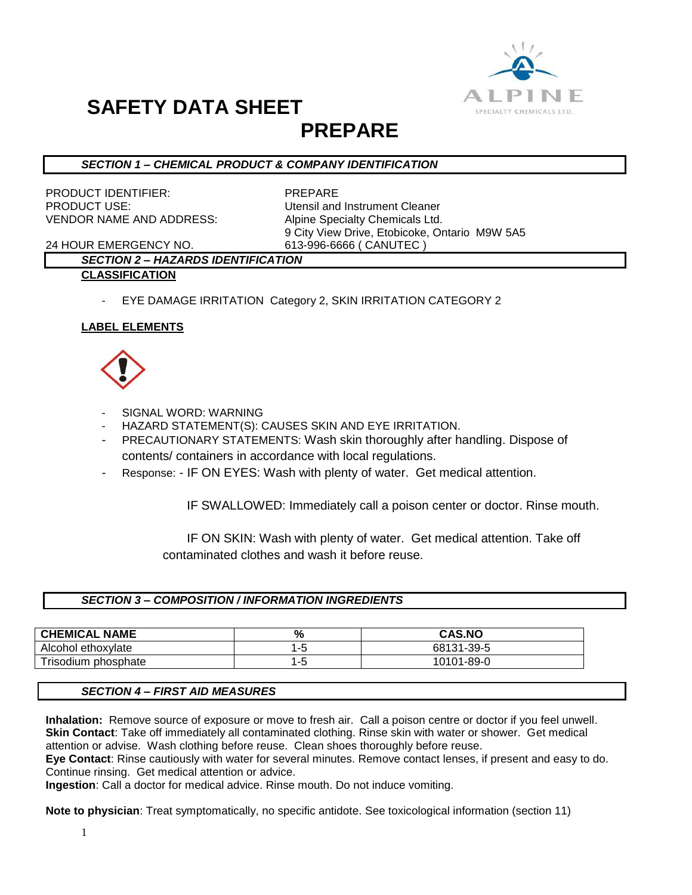# SAFETY DATA SHEET

# PREPARE

## *SECTION 1 – CHEMICAL PRODUCT & COMPANY IDENTIFICATION*

| | |
|---|---|
| PRODUCT IDENTIFIER: | PREPARE |
| PRODUCT USE: | Utensil and Instrument Cleaner |
| VENDOR NAME AND ADDRESS: | Alpine Specialty Chemicals Ltd.<br>9 City View Drive, Etobicoke, Ontario M9W 5A5 |
| 24 HOUR EMERGENCY NO. | 613-996-6666 ( CANUTEC ) |

## *SECTION 2 – HAZARDS IDENTIFICATION*

**CLASSIFICATION**

- EYE DAMAGE IRRITATION Category 2, SKIN IRRITATION CATEGORY 2

**LABEL ELEMENTS**

- SIGNAL WORD: WARNING
- HAZARD STATEMENT(S): CAUSES SKIN AND EYE IRRITATION.
- PRECAUTIONARY STATEMENTS: Wash skin thoroughly after handling. Dispose of contents/ containers in accordance with local regulations.
- Response: - IF ON EYES: Wash with plenty of water. Get medical attention.

  IF SWALLOWED: Immediately call a poison center or doctor. Rinse mouth.

  IF ON SKIN: Wash with plenty of water. Get medical attention. Take off contaminated clothes and wash it before reuse.

## *SECTION 3 – COMPOSITION / INFORMATION INGREDIENTS*

| CHEMICAL NAME | % | CAS.NO |
|---|---|---|
| Alcohol ethoxylate | 1-5 | 68131-39-5 |
| Trisodium phosphate | 1-5 | 10101-89-0 |

## *SECTION 4 – FIRST AID MEASURES*

**Inhalation:** Remove source of exposure or move to fresh air. Call a poison centre or doctor if you feel unwell.
**Skin Contact**: Take off immediately all contaminated clothing. Rinse skin with water or shower. Get medical attention or advise. Wash clothing before reuse. Clean shoes thoroughly before reuse.
**Eye Contact**: Rinse cautiously with water for several minutes. Remove contact lenses, if present and easy to do. Continue rinsing. Get medical attention or advice.
**Ingestion**: Call a doctor for medical advice. Rinse mouth. Do not induce vomiting.

**Note to physician**: Treat symptomatically, no specific antidote. See toxicological information (section 11)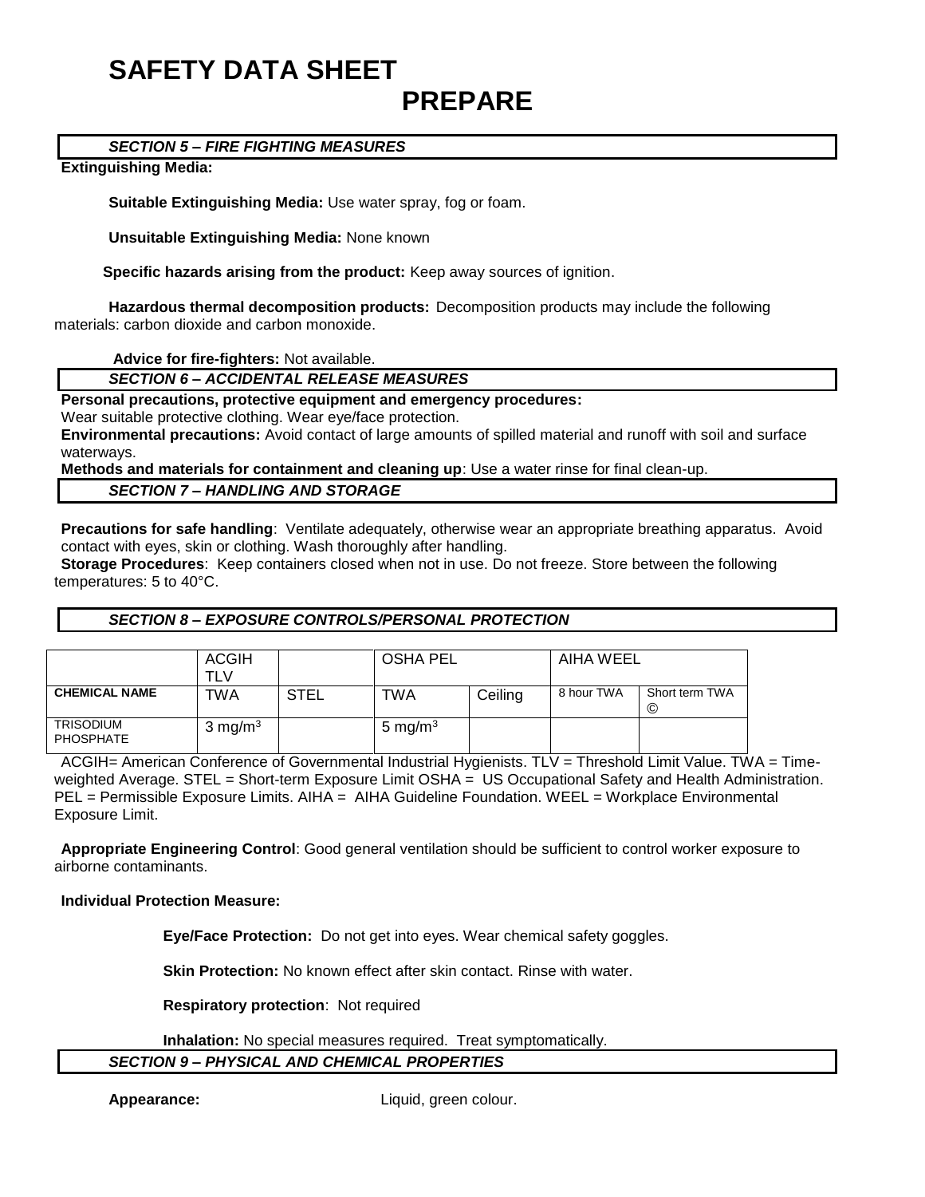# SAFETY DATA SHEET

# PREPARE

### *SECTION 5 – FIRE FIGHTING MEASURES*

**Extinguishing Media:**

**Suitable Extinguishing Media:** Use water spray, fog or foam.

**Unsuitable Extinguishing Media:** None known

**Specific hazards arising from the product:** Keep away sources of ignition.

**Hazardous thermal decomposition products:** Decomposition products may include the following materials: carbon dioxide and carbon monoxide.

**Advice for fire-fighters:** Not available.

### *SECTION 6 – ACCIDENTAL RELEASE MEASURES*

**Personal precautions, protective equipment and emergency procedures:**
Wear suitable protective clothing. Wear eye/face protection.

**Environmental precautions:** Avoid contact of large amounts of spilled material and runoff with soil and surface waterways.

**Methods and materials for containment and cleaning up**: Use a water rinse for final clean-up.

### *SECTION 7 – HANDLING AND STORAGE*

**Precautions for safe handling**: Ventilate adequately, otherwise wear an appropriate breathing apparatus. Avoid contact with eyes, skin or clothing. Wash thoroughly after handling.

**Storage Procedures**: Keep containers closed when not in use. Do not freeze. Store between the following temperatures: 5 to 40°C.

### *SECTION 8 – EXPOSURE CONTROLS/PERSONAL PROTECTION*

| | ACGIH TLV | | OSHA PEL | | AIHA WEEL | |
|---|---|---|---|---|---|---|
| **CHEMICAL NAME** | TWA | STEL | TWA | Ceiling | 8 hour TWA | Short term TWA © |
| TRISODIUM PHOSPHATE | 3 $mg/m^3$ | | 5 $mg/m^3$ | | | |

ACGIH= American Conference of Governmental Industrial Hygienists. TLV = Threshold Limit Value. TWA = Time-weighted Average. STEL = Short-term Exposure Limit OSHA = US Occupational Safety and Health Administration. PEL = Permissible Exposure Limits. AIHA = AIHA Guideline Foundation. WEEL = Workplace Environmental Exposure Limit.

**Appropriate Engineering Control**: Good general ventilation should be sufficient to control worker exposure to airborne contaminants.

**Individual Protection Measure:**

**Eye/Face Protection:** Do not get into eyes. Wear chemical safety goggles.

**Skin Protection:** No known effect after skin contact. Rinse with water.

**Respiratory protection**: Not required

**Inhalation:** No special measures required. Treat symptomatically.

### *SECTION 9 – PHYSICAL AND CHEMICAL PROPERTIES*

**Appearance:** Liquid, green colour.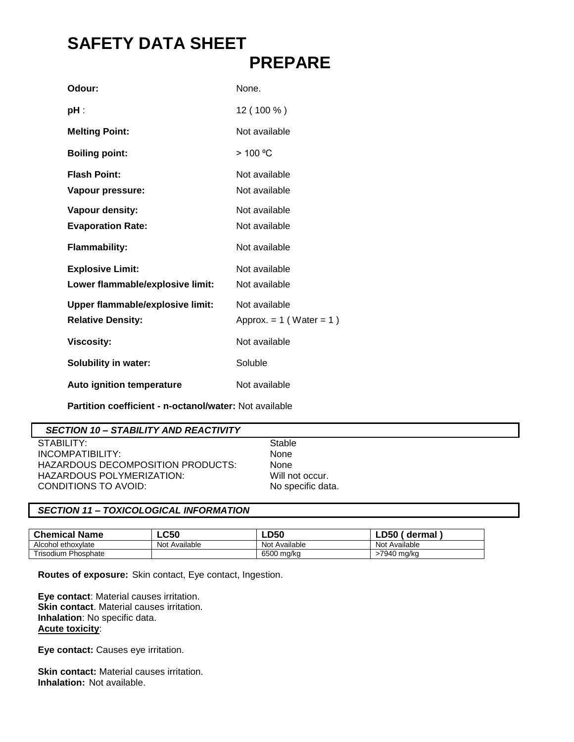# SAFETY DATA SHEET

## PREPARE

| | |
|---|---|
| **Odour:** | None. |
| **pH** : | 12 ( 100 % ) |
| **Melting Point:** | Not available |
| **Boiling point:** | > 100 ºC |
| **Flash Point:** | Not available |
| **Vapour pressure:** | Not available |
| **Vapour density:** | Not available |
| **Evaporation Rate:** | Not available |
| **Flammability:** | Not available |
| **Explosive Limit:** | Not available |
| **Lower flammable/explosive limit:** | Not available |
| **Upper flammable/explosive limit:** | Not available |
| **Relative Density:** | Approx. = 1 ( Water = 1 ) |
| **Viscosity:** | Not available |
| **Solubility in water:** | Soluble |
| **Auto ignition temperature** | Not available |

**Partition coefficient - n-octanol/water:** Not available

### *SECTION 10 – STABILITY AND REACTIVITY*

| | |
|---|---|
| STABILITY: | Stable |
| INCOMPATIBILITY: | None |
| HAZARDOUS DECOMPOSITION PRODUCTS: | None |
| HAZARDOUS POLYMERIZATION: | Will not occur. |
| CONDITIONS TO AVOID: | No specific data. |

### *SECTION 11 – TOXICOLOGICAL INFORMATION*

| Chemical Name | LC50 | LD50 | LD50 ( dermal ) |
|---|---|---|---|
| Alcohol ethoxylate | Not Available | Not Available | Not Available |
| Trisodium Phosphate | | 6500 mg/kg | >7940 mg/kg |

**Routes of exposure:** Skin contact, Eye contact, Ingestion.

**Eye contact**: Material causes irritation.
**Skin contact**. Material causes irritation.
**Inhalation**: No specific data.
**Acute toxicity**:

**Eye contact:** Causes eye irritation.

**Skin contact:** Material causes irritation.
**Inhalation:** Not available.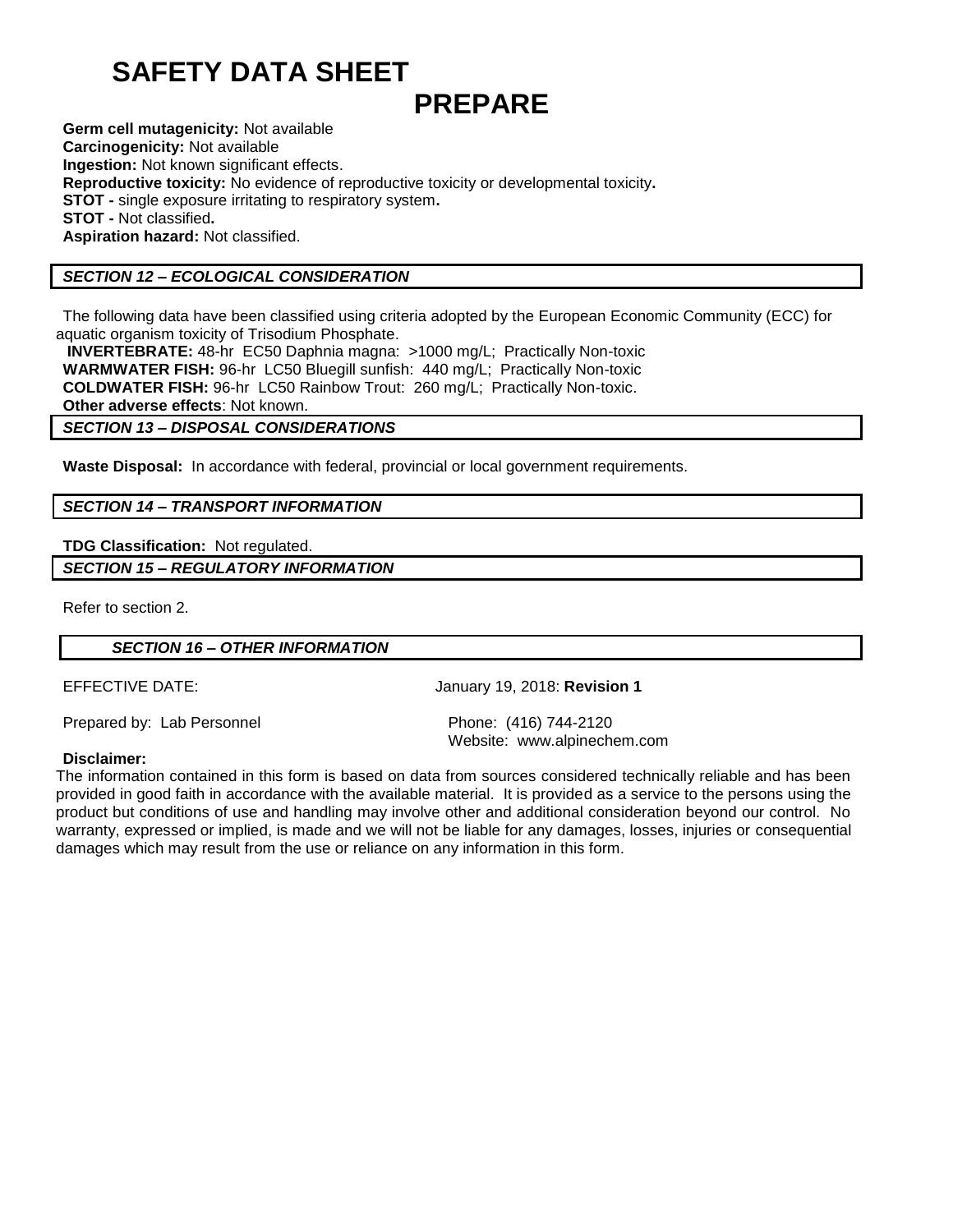# SAFETY DATA SHEET

## PREPARE

**Germ cell mutagenicity:** Not available
**Carcinogenicity:** Not available
**Ingestion:** Not known significant effects.
**Reproductive toxicity:** No evidence of reproductive toxicity or developmental toxicity**.**
**STOT -** single exposure irritating to respiratory system**.**
**STOT -** Not classified**.**
**Aspiration hazard:** Not classified.

### *SECTION 12 – ECOLOGICAL CONSIDERATION*

The following data have been classified using criteria adopted by the European Economic Community (ECC) for aquatic organism toxicity of Trisodium Phosphate.
**INVERTEBRATE:** 48-hr EC50 Daphnia magna: >1000 mg/L; Practically Non-toxic
**WARMWATER FISH:** 96-hr LC50 Bluegill sunfish: 440 mg/L; Practically Non-toxic
**COLDWATER FISH:** 96-hr LC50 Rainbow Trout: 260 mg/L; Practically Non-toxic.
**Other adverse effects**: Not known.

### *SECTION 13 – DISPOSAL CONSIDERATIONS*

**Waste Disposal:** In accordance with federal, provincial or local government requirements.

### *SECTION 14 – TRANSPORT INFORMATION*

**TDG Classification:** Not regulated.

### *SECTION 15 – REGULATORY INFORMATION*

Refer to section 2.

### *SECTION 16 – OTHER INFORMATION*

EFFECTIVE DATE: January 19, 2018: **Revision 1**

Prepared by: Lab Personnel

Phone: (416) 744-2120
Website: www.alpinechem.com

**Disclaimer:**
The information contained in this form is based on data from sources considered technically reliable and has been provided in good faith in accordance with the available material. It is provided as a service to the persons using the product but conditions of use and handling may involve other and additional consideration beyond our control. No warranty, expressed or implied, is made and we will not be liable for any damages, losses, injuries or consequential damages which may result from the use or reliance on any information in this form.